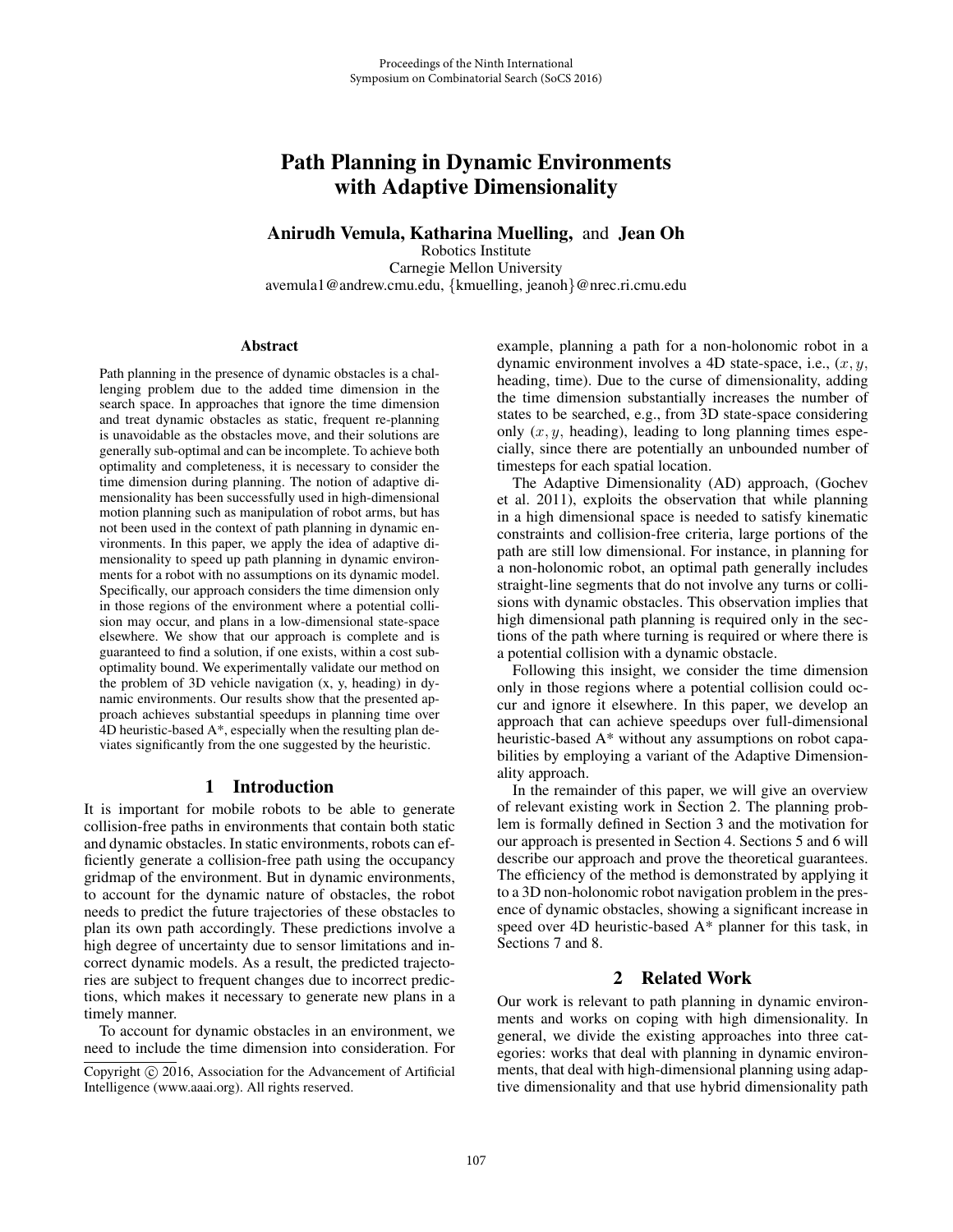# Path Planning in Dynamic Environments with Adaptive Dimensionality

**Anirudh Vemula, Katharina Muelling,** and **Jean Oh**
Robotics Institute
Carnegie Mellon University
avemula1@andrew.cmu.edu, {kmuelling, jeanoh}@nrec.ri.cmu.edu

### Abstract

Path planning in the presence of dynamic obstacles is a challenging problem due to the added time dimension in the search space. In approaches that ignore the time dimension and treat dynamic obstacles as static, frequent re-planning is unavoidable as the obstacles move, and their solutions are generally sub-optimal and can be incomplete. To achieve both optimality and completeness, it is necessary to consider the time dimension during planning. The notion of adaptive dimensionality has been successfully used in high-dimensional motion planning such as manipulation of robot arms, but has not been used in the context of path planning in dynamic environments. In this paper, we apply the idea of adaptive dimensionality to speed up path planning in dynamic environments for a robot with no assumptions on its dynamic model. Specifically, our approach considers the time dimension only in those regions of the environment where a potential collision may occur, and plans in a low-dimensional state-space elsewhere. We show that our approach is complete and is guaranteed to find a solution, if one exists, within a cost sub-optimality bound. We experimentally validate our method on the problem of 3D vehicle navigation (x, y, heading) in dynamic environments. Our results show that the presented approach achieves substantial speedups in planning time over 4D heuristic-based A*, especially when the resulting plan deviates significantly from the one suggested by the heuristic.

## 1 Introduction

It is important for mobile robots to be able to generate collision-free paths in environments that contain both static and dynamic obstacles. In static environments, robots can efficiently generate a collision-free path using the occupancy gridmap of the environment. But in dynamic environments, to account for the dynamic nature of obstacles, the robot needs to predict the future trajectories of these obstacles to plan its own path accordingly. These predictions involve a high degree of uncertainty due to sensor limitations and incorrect dynamic models. As a result, the predicted trajectories are subject to frequent changes due to incorrect predictions, which makes it necessary to generate new plans in a timely manner.

To account for dynamic obstacles in an environment, we need to include the time dimension into consideration. For example, planning a path for a non-holonomic robot in a dynamic environment involves a 4D state-space, i.e., $(x, y,$ heading, time). Due to the curse of dimensionality, adding the time dimension substantially increases the number of states to be searched, e.g., from 3D state-space considering only $(x, y,$ heading), leading to long planning times especially, since there are potentially an unbounded number of timesteps for each spatial location.

The Adaptive Dimensionality (AD) approach, (Gochev et al. 2011), exploits the observation that while planning in a high dimensional space is needed to satisfy kinematic constraints and collision-free criteria, large portions of the path are still low dimensional. For instance, in planning for a non-holonomic robot, an optimal path generally includes straight-line segments that do not involve any turns or collisions with dynamic obstacles. This observation implies that high dimensional path planning is required only in the sections of the path where turning is required or where there is a potential collision with a dynamic obstacle.

Following this insight, we consider the time dimension only in those regions where a potential collision could occur and ignore it elsewhere. In this paper, we develop an approach that can achieve speedups over full-dimensional heuristic-based A* without any assumptions on robot capabilities by employing a variant of the Adaptive Dimensionality approach.

In the remainder of this paper, we will give an overview of relevant existing work in Section 2. The planning problem is formally defined in Section 3 and the motivation for our approach is presented in Section 4. Sections 5 and 6 will describe our approach and prove the theoretical guarantees. The efficiency of the method is demonstrated by applying it to a 3D non-holonomic robot navigation problem in the presence of dynamic obstacles, showing a significant increase in speed over 4D heuristic-based A* planner for this task, in Sections 7 and 8.

## 2 Related Work

Our work is relevant to path planning in dynamic environments and works on coping with high dimensionality. In general, we divide the existing approaches into three categories: works that deal with planning in dynamic environments, that deal with high-dimensional planning using adaptive dimensionality and that use hybrid dimensionality path

Copyright © 2016, Association for the Advancement of Artificial Intelligence (www.aaai.org). All rights reserved.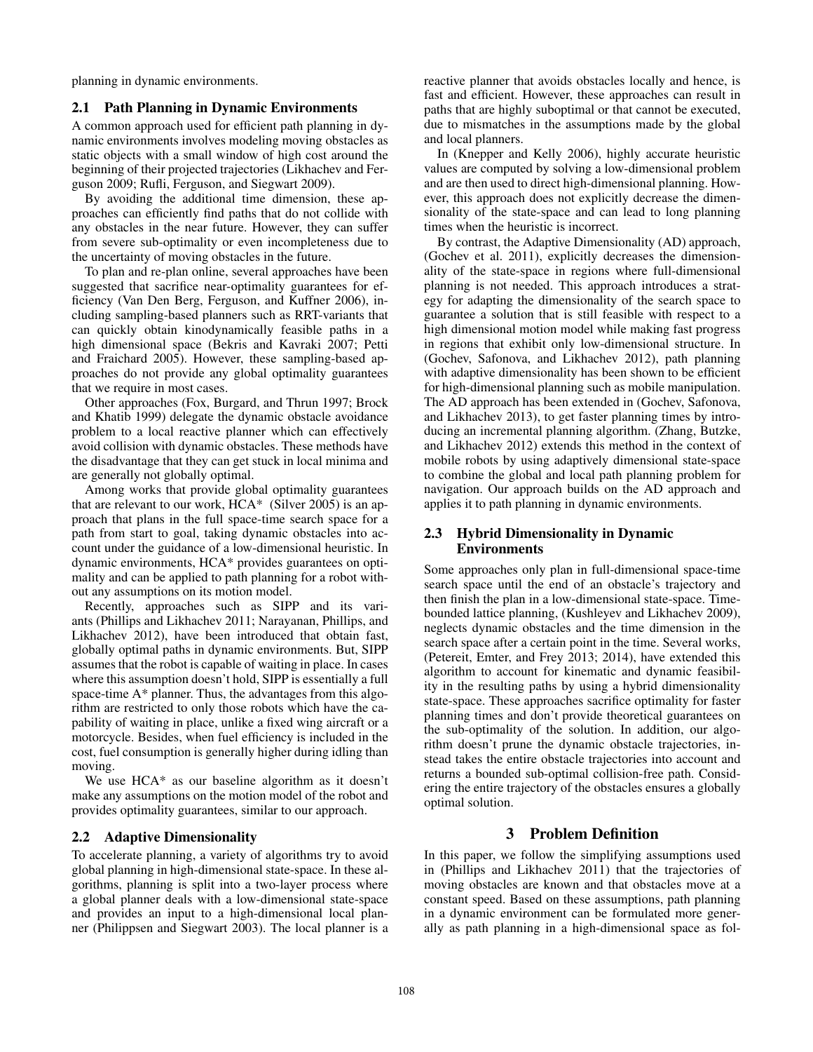planning in dynamic environments.

## 2.1 Path Planning in Dynamic Environments

A common approach used for efficient path planning in dynamic environments involves modeling moving obstacles as static objects with a small window of high cost around the beginning of their projected trajectories (Likhachev and Ferguson 2009; Rufli, Ferguson, and Siegwart 2009).

By avoiding the additional time dimension, these approaches can efficiently find paths that do not collide with any obstacles in the near future. However, they can suffer from severe sub-optimality or even incompleteness due to the uncertainty of moving obstacles in the future.

To plan and re-plan online, several approaches have been suggested that sacrifice near-optimality guarantees for efficiency (Van Den Berg, Ferguson, and Kuffner 2006), including sampling-based planners such as RRT-variants that can quickly obtain kinodynamically feasible paths in a high dimensional space (Bekris and Kavraki 2007; Petti and Fraichard 2005). However, these sampling-based approaches do not provide any global optimality guarantees that we require in most cases.

Other approaches (Fox, Burgard, and Thrun 1997; Brock and Khatib 1999) delegate the dynamic obstacle avoidance problem to a local reactive planner which can effectively avoid collision with dynamic obstacles. These methods have the disadvantage that they can get stuck in local minima and are generally not globally optimal.

Among works that provide global optimality guarantees that are relevant to our work, HCA* (Silver 2005) is an approach that plans in the full space-time search space for a path from start to goal, taking dynamic obstacles into account under the guidance of a low-dimensional heuristic. In dynamic environments, HCA* provides guarantees on optimality and can be applied to path planning for a robot without any assumptions on its motion model.

Recently, approaches such as SIPP and its variants (Phillips and Likhachev 2011; Narayanan, Phillips, and Likhachev 2012), have been introduced that obtain fast, globally optimal paths in dynamic environments. But, SIPP assumes that the robot is capable of waiting in place. In cases where this assumption doesn't hold, SIPP is essentially a full space-time A* planner. Thus, the advantages from this algorithm are restricted to only those robots which have the capability of waiting in place, unlike a fixed wing aircraft or a motorcycle. Besides, when fuel efficiency is included in the cost, fuel consumption is generally higher during idling than moving.

We use HCA* as our baseline algorithm as it doesn't make any assumptions on the motion model of the robot and provides optimality guarantees, similar to our approach.

## 2.2 Adaptive Dimensionality

To accelerate planning, a variety of algorithms try to avoid global planning in high-dimensional state-space. In these algorithms, planning is split into a two-layer process where a global planner deals with a low-dimensional state-space and provides an input to a high-dimensional local planner (Philippsen and Siegwart 2003). The local planner is a reactive planner that avoids obstacles locally and hence, is fast and efficient. However, these approaches can result in paths that are highly suboptimal or that cannot be executed, due to mismatches in the assumptions made by the global and local planners.

In (Knepper and Kelly 2006), highly accurate heuristic values are computed by solving a low-dimensional problem and are then used to direct high-dimensional planning. However, this approach does not explicitly decrease the dimensionality of the state-space and can lead to long planning times when the heuristic is incorrect.

By contrast, the Adaptive Dimensionality (AD) approach, (Gochev et al. 2011), explicitly decreases the dimensionality of the state-space in regions where full-dimensional planning is not needed. This approach introduces a strategy for adapting the dimensionality of the search space to guarantee a solution that is still feasible with respect to a high dimensional motion model while making fast progress in regions that exhibit only low-dimensional structure. In (Gochev, Safonova, and Likhachev 2012), path planning with adaptive dimensionality has been shown to be efficient for high-dimensional planning such as mobile manipulation. The AD approach has been extended in (Gochev, Safonova, and Likhachev 2013), to get faster planning times by introducing an incremental planning algorithm. (Zhang, Butzke, and Likhachev 2012) extends this method in the context of mobile robots by using adaptively dimensional state-space to combine the global and local path planning problem for navigation. Our approach builds on the AD approach and applies it to path planning in dynamic environments.

## 2.3 Hybrid Dimensionality in Dynamic Environments

Some approaches only plan in full-dimensional space-time search space until the end of an obstacle's trajectory and then finish the plan in a low-dimensional state-space. Time-bounded lattice planning, (Kushleyev and Likhachev 2009), neglects dynamic obstacles and the time dimension in the search space after a certain point in the time. Several works, (Petereit, Emter, and Frey 2013; 2014), have extended this algorithm to account for kinematic and dynamic feasibility in the resulting paths by using a hybrid dimensionality state-space. These approaches sacrifice optimality for faster planning times and don't provide theoretical guarantees on the sub-optimality of the solution. In addition, our algorithm doesn't prune the dynamic obstacle trajectories, instead takes the entire obstacle trajectories into account and returns a bounded sub-optimal collision-free path. Considering the entire trajectory of the obstacles ensures a globally optimal solution.

# 3 Problem Definition

In this paper, we follow the simplifying assumptions used in (Phillips and Likhachev 2011) that the trajectories of moving obstacles are known and that obstacles move at a constant speed. Based on these assumptions, path planning in a dynamic environment can be formulated more generally as path planning in a high-dimensional space as fol-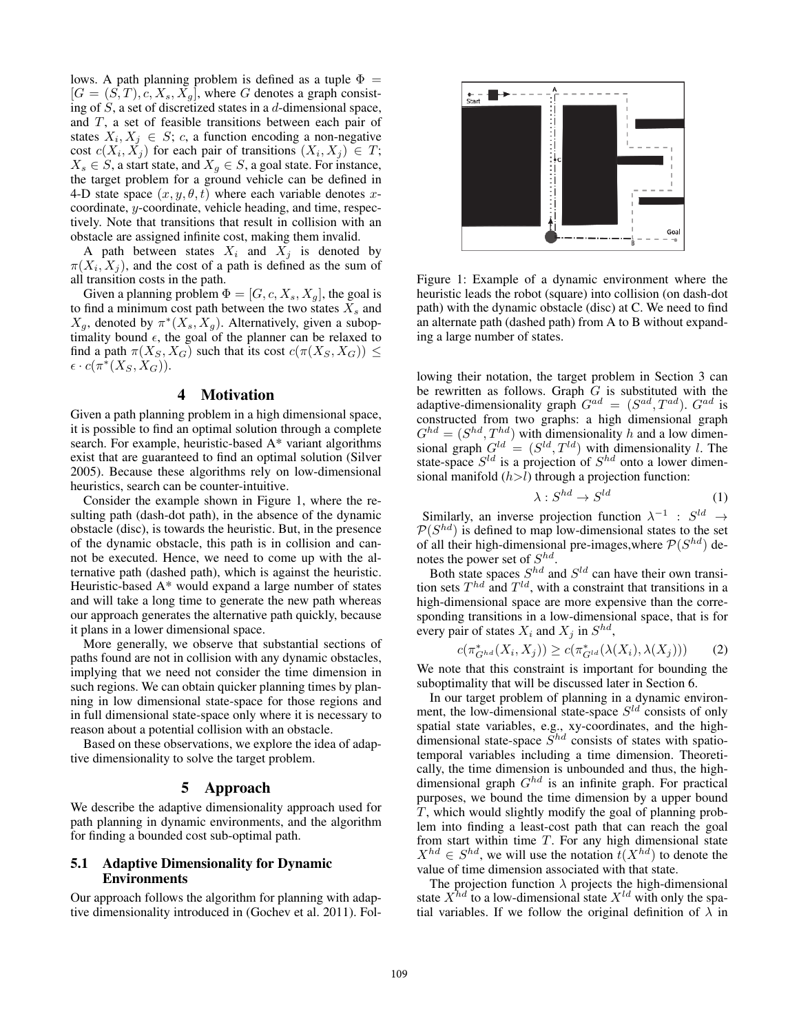lows. A path planning problem is defined as a tuple $\Phi = [G = (S, T), c, X_s, X_g]$, where $G$ denotes a graph consisting of $S$, a set of discretized states in a $d$-dimensional space, and $T$, a set of feasible transitions between each pair of states $X_i, X_j \in S$; $c$, a function encoding a non-negative cost $c(X_i, X_j)$ for each pair of transitions $(X_i, X_j) \in T$; $X_s \in S$, a start state, and $X_g \in S$, a goal state. For instance, the target problem for a ground vehicle can be defined in 4-D state space $(x, y, \theta, t)$ where each variable denotes $x$-coordinate, $y$-coordinate, vehicle heading, and time, respectively. Note that transitions that result in collision with an obstacle are assigned infinite cost, making them invalid.

A path between states $X_i$ and $X_j$ is denoted by $\pi(X_i, X_j)$, and the cost of a path is defined as the sum of all transition costs in the path.

Given a planning problem $\Phi = [G, c, X_s, X_g]$, the goal is to find a minimum cost path between the two states $X_s$ and $X_g$, denoted by $\pi^*(X_s, X_g)$. Alternatively, given a suboptimality bound $\epsilon$, the goal of the planner can be relaxed to find a path $\pi(X_S, X_G)$ such that its cost $c(\pi(X_S, X_G)) \leq \epsilon \cdot c(\pi^*(X_S, X_G))$.

## 4 Motivation

Given a path planning problem in a high dimensional space, it is possible to find an optimal solution through a complete search. For example, heuristic-based A* variant algorithms exist that are guaranteed to find an optimal solution (Silver 2005). Because these algorithms rely on low-dimensional heuristics, search can be counter-intuitive.

Consider the example shown in Figure 1, where the resulting path (dash-dot path), in the absence of the dynamic obstacle (disc), is towards the heuristic. But, in the presence of the dynamic obstacle, this path is in collision and cannot be executed. Hence, we need to come up with the alternative path (dashed path), which is against the heuristic. Heuristic-based A* would expand a large number of states and will take a long time to generate the new path whereas our approach generates the alternative path quickly, because it plans in a lower dimensional space.

More generally, we observe that substantial sections of paths found are not in collision with any dynamic obstacles, implying that we need not consider the time dimension in such regions. We can obtain quicker planning times by planning in low dimensional state-space for those regions and in full dimensional state-space only where it is necessary to reason about a potential collision with an obstacle.

Based on these observations, we explore the idea of adaptive dimensionality to solve the target problem.

## 5 Approach

We describe the adaptive dimensionality approach used for path planning in dynamic environments, and the algorithm for finding a bounded cost sub-optimal path.

### 5.1 Adaptive Dimensionality for Dynamic Environments

Our approach follows the algorithm for planning with adaptive dimensionality introduced in (Gochev et al. 2011). Following their notation, the target problem in Section 3 can be rewritten as follows. Graph $G$ is substituted with the adaptive-dimensionality graph $G^{ad} = (S^{ad}, T^{ad})$. $G^{ad}$ is constructed from two graphs: a high dimensional graph $G^{hd} = (S^{hd}, T^{hd})$ with dimensionality $h$ and a low dimensional graph $G^{ld} = (S^{ld}, T^{ld})$ with dimensionality $l$. The state-space $S^{ld}$ is a projection of $S^{hd}$ onto a lower dimensional manifold ($h > l$) through a projection function:

$$\lambda : S^{hd} \rightarrow S^{ld} \tag{1}$$

Similarly, an inverse projection function $\lambda^{-1} : S^{ld} \rightarrow \mathcal{P}(S^{hd})$ is defined to map low-dimensional states to the set of all their high-dimensional pre-images,where $\mathcal{P}(S^{hd})$ denotes the power set of $S^{hd}$.

Both state spaces $S^{hd}$ and $S^{ld}$ can have their own transition sets $T^{hd}$ and $T^{ld}$, with a constraint that transitions in a high-dimensional space are more expensive than the corresponding transitions in a low-dimensional space, that is for every pair of states $X_i$ and $X_j$ in $S^{hd}$,

$$c(\pi^*_{G^{hd}}(X_i, X_j)) \geq c(\pi^*_{G^{ld}}(\lambda(X_i), \lambda(X_j))) \tag{2}$$

We note that this constraint is important for bounding the suboptimality that will be discussed later in Section 6.

In our target problem of planning in a dynamic environment, the low-dimensional state-space $S^{ld}$ consists of only spatial state variables, e.g., xy-coordinates, and the high-dimensional state-space $S^{hd}$ consists of states with spatio-temporal variables including a time dimension. Theoretically, the time dimension is unbounded and thus, the high-dimensional graph $G^{hd}$ is an infinite graph. For practical purposes, we bound the time dimension by a upper bound $T$, which would slightly modify the goal of planning problem into finding a least-cost path that can reach the goal from start within time $T$. For any high dimensional state $X^{hd} \in S^{hd}$, we will use the notation $t(X^{hd})$ to denote the value of time dimension associated with that state.

The projection function $\lambda$ projects the high-dimensional state $X^{hd}$ to a low-dimensional state $X^{ld}$ with only the spatial variables. If we follow the original definition of $\lambda$ in

Figure 1: Example of a dynamic environment where the heuristic leads the robot (square) into collision (on dash-dot path) with the dynamic obstacle (disc) at C. We need to find an alternate path (dashed path) from A to B without expanding a large number of states.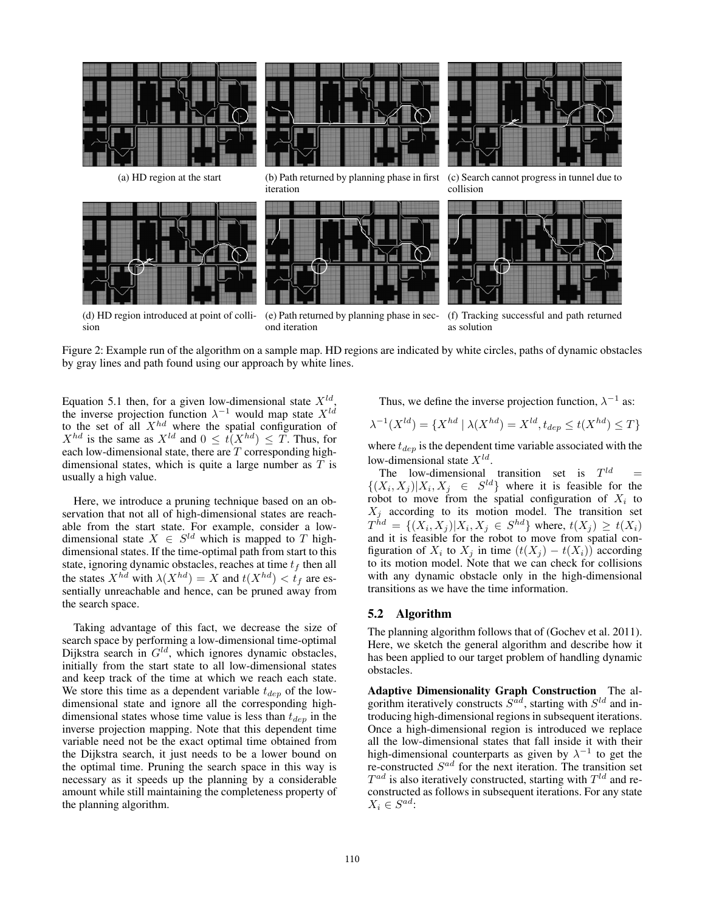(a) HD region at the start

(b) Path returned by planning phase in first iteration

(c) Search cannot progress in tunnel due to collision

(d) HD region introduced at point of collision

(e) Path returned by planning phase in second iteration

(f) Tracking successful and path returned as solution

Figure 2: Example run of the algorithm on a sample map. HD regions are indicated by white circles, paths of dynamic obstacles by gray lines and path found using our approach by white lines.

Equation 5.1 then, for a given low-dimensional state $X^{ld}$, the inverse projection function $\lambda^{-1}$ would map state $X^{ld}$ to the set of all $X^{hd}$ where the spatial configuration of $X^{hd}$ is the same as $X^{ld}$ and $0 \leq t(X^{hd}) \leq T$. Thus, for each low-dimensional state, there are $T$ corresponding high-dimensional states, which is quite a large number as $T$ is usually a high value.

Here, we introduce a pruning technique based on an observation that not all of high-dimensional states are reachable from the start state. For example, consider a low-dimensional state $X \in S^{ld}$ which is mapped to $T$ high-dimensional states. If the time-optimal path from start to this state, ignoring dynamic obstacles, reaches at time $t_f$ then all the states $X^{hd}$ with $\lambda(X^{hd}) = X$ and $t(X^{hd}) < t_f$ are essentially unreachable and hence, can be pruned away from the search space.

Taking advantage of this fact, we decrease the size of search space by performing a low-dimensional time-optimal Dijkstra search in $G^{ld}$, which ignores dynamic obstacles, initially from the start state to all low-dimensional states and keep track of the time at which we reach each state. We store this time as a dependent variable $t_{dep}$ of the low-dimensional state and ignore all the corresponding high-dimensional states whose time value is less than $t_{dep}$ in the inverse projection mapping. Note that this dependent time variable need not be the exact optimal time obtained from the Dijkstra search, it just needs to be a lower bound on the optimal time. Pruning the search space in this way is necessary as it speeds up the planning by a considerable amount while still maintaining the completeness property of the planning algorithm.

Thus, we define the inverse projection function, $\lambda^{-1}$ as:

$$\lambda^{-1}(X^{ld}) = \{X^{hd} \mid \lambda(X^{hd}) = X^{ld}, t_{dep} \leq t(X^{hd}) \leq T\}$$

where $t_{dep}$ is the dependent time variable associated with the low-dimensional state $X^{ld}$.

The low-dimensional transition set is $T^{ld} = \{(X_i, X_j) | X_i, X_j \in S^{ld}\}$ where it is feasible for the robot to move from the spatial configuration of $X_i$ to $X_j$ according to its motion model. The transition set $T^{hd} = \{(X_i, X_j) | X_i, X_j \in S^{hd}\}$ where, $t(X_j) \geq t(X_i)$ and it is feasible for the robot to move from spatial configuration of $X_i$ to $X_j$ in time $(t(X_j) - t(X_i))$ according to its motion model. Note that we can check for collisions with any dynamic obstacle only in the high-dimensional transitions as we have the time information.

## 5.2 Algorithm

The planning algorithm follows that of (Gochev et al. 2011). Here, we sketch the general algorithm and describe how it has been applied to our target problem of handling dynamic obstacles.

**Adaptive Dimensionality Graph Construction** The algorithm iteratively constructs $S^{ad}$, starting with $S^{ld}$ and introducing high-dimensional regions in subsequent iterations. Once a high-dimensional region is introduced we replace all the low-dimensional states that fall inside it with their high-dimensional counterparts as given by $\lambda^{-1}$ to get the re-constructed $S^{ad}$ for the next iteration. The transition set $T^{ad}$ is also iteratively constructed, starting with $T^{ld}$ and reconstructed as follows in subsequent iterations. For any state $X_i \in S^{ad}$: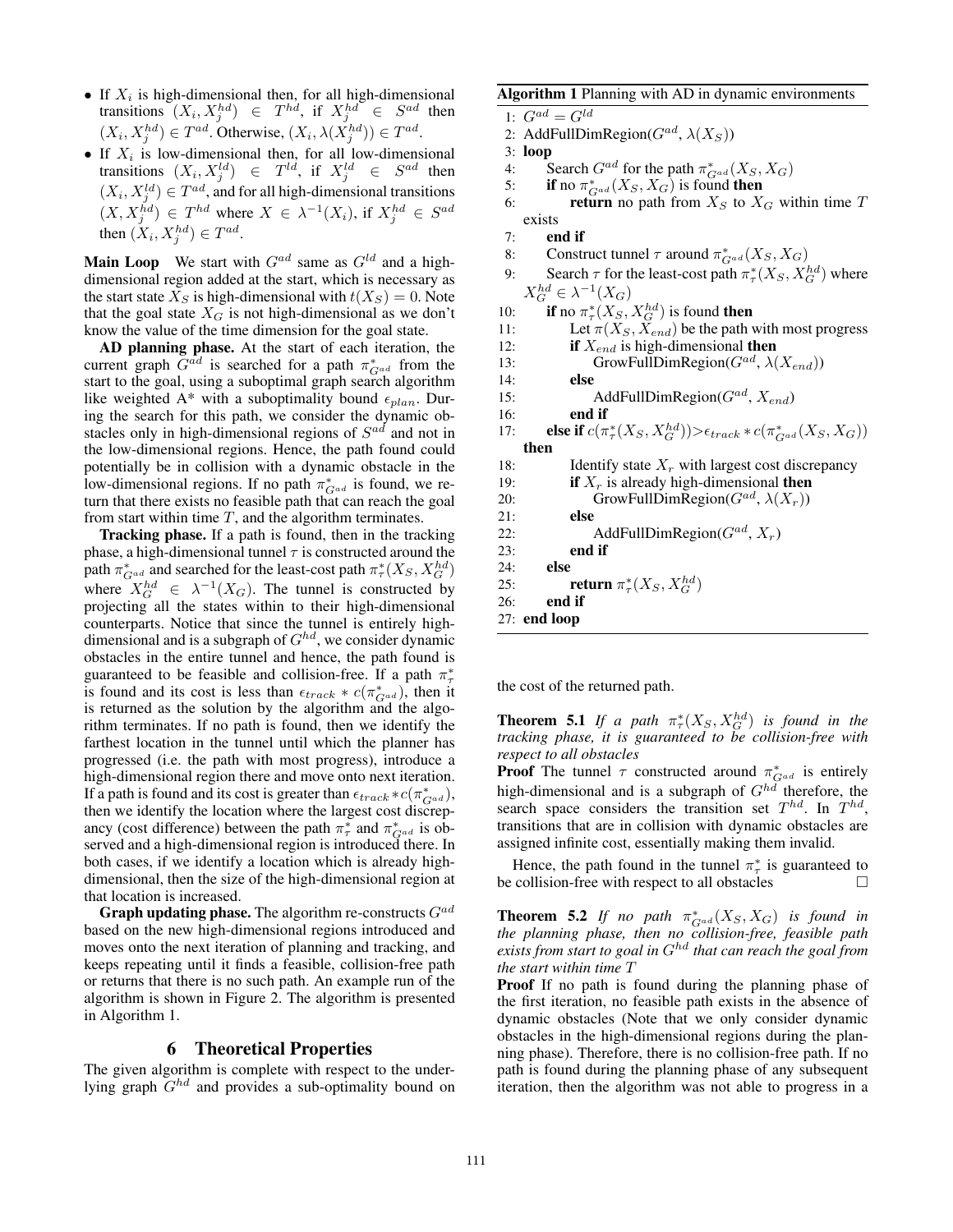- If $X_i$ is high-dimensional then, for all high-dimensional transitions $(X_i, X_j^{hd}) \in T^{hd}$, if $X_j^{hd} \in S^{ad}$ then $(X_i, X_j^{hd}) \in T^{ad}$. Otherwise, $(X_i, \lambda(X_j^{hd})) \in T^{ad}$.
- If $X_i$ is low-dimensional then, for all low-dimensional transitions $(X_i, X_j^{ld}) \in T^{ld}$, if $X_j^{ld} \in S^{ad}$ then $(X_i, X_j^{ld}) \in T^{ad}$, and for all high-dimensional transitions $(X, X_j^{hd}) \in T^{hd}$ where $X \in \lambda^{-1}(X_i)$, if $X_j^{hd} \in S^{ad}$ then $(X_i, X_j^{hd}) \in T^{ad}$.

**Main Loop** We start with $G^{ad}$ same as $G^{ld}$ and a high-dimensional region added at the start, which is necessary as the start state $X_S$ is high-dimensional with $t(X_S) = 0$. Note that the goal state $X_G$ is not high-dimensional as we don't know the value of the time dimension for the goal state.

**AD planning phase.** At the start of each iteration, the current graph $G^{ad}$ is searched for a path $\pi^*_{G^{ad}}$ from the start to the goal, using a suboptimal graph search algorithm like weighted A* with a suboptimality bound $\epsilon_{plan}$. During the search for this path, we consider the dynamic obstacles only in high-dimensional regions of $S^{ad}$ and not in the low-dimensional regions. Hence, the path found could potentially be in collision with a dynamic obstacle in the low-dimensional regions. If no path $\pi^*_{G^{ad}}$ is found, we return that there exists no feasible path that can reach the goal from start within time $T$, and the algorithm terminates.

**Tracking phase.** If a path is found, then in the tracking phase, a high-dimensional tunnel $\tau$ is constructed around the path $\pi^*_{G^{ad}}$ and searched for the least-cost path $\pi^*_\tau(X_S, X_G^{hd})$ where $X_G^{hd} \in \lambda^{-1}(X_G)$. The tunnel is constructed by projecting all the states within to their high-dimensional counterparts. Notice that since the tunnel is entirely high-dimensional and is a subgraph of $G^{hd}$, we consider dynamic obstacles in the entire tunnel and hence, the path found is guaranteed to be feasible and collision-free. If a path $\pi^*_\tau$ is found and its cost is less than $\epsilon_{track} * c(\pi^*_{G^{ad}})$, then it is returned as the solution by the algorithm and the algorithm terminates. If no path is found, then we identify the farthest location in the tunnel until which the planner has progressed (i.e. the path with most progress), introduce a high-dimensional region there and move onto next iteration. If a path is found and its cost is greater than $\epsilon_{track} * c(\pi^*_{G^{ad}})$, then we identify the location where the largest cost discrepancy (cost difference) between the path $\pi^*_\tau$ and $\pi^*_{G^{ad}}$ is observed and a high-dimensional region is introduced there. In both cases, if we identify a location which is already high-dimensional, then the size of the high-dimensional region at that location is increased.

**Graph updating phase.** The algorithm re-constructs $G^{ad}$ based on the new high-dimensional regions introduced and moves onto the next iteration of planning and tracking, and keeps repeating until it finds a feasible, collision-free path or returns that there is no such path. An example run of the algorithm is shown in Figure 2. The algorithm is presented in Algorithm 1.

# 6 Theoretical Properties

The given algorithm is complete with respect to the underlying graph $G^{hd}$ and provides a sub-optimality bound on the cost of the returned path.

**Algorithm 1** Planning with AD in dynamic environments

```
1:  G^ad = G^ld
2:  AddFullDimRegion(G^ad, λ(X_S))
3:  loop
4:      Search G^ad for the path π*_{G^ad}(X_S, X_G)
5:      if no π*_{G^ad}(X_S, X_G) is found then
6:          return no path from X_S to X_G within time T exists
7:      end if
8:      Construct tunnel τ around π*_{G^ad}(X_S, X_G)
9:      Search τ for the least-cost path π*_τ(X_S, X_G^hd) where X_G^hd ∈ λ^{-1}(X_G)
10:     if no π*_τ(X_S, X_G^hd) is found then
11:         Let π(X_S, X_end) be the path with most progress
12:         if X_end is high-dimensional then
13:             GrowFullDimRegion(G^ad, λ(X_end))
14:         else
15:             AddFullDimRegion(G^ad, X_end)
16:         end if
17:     else if c(π*_τ(X_S, X_G^hd)) > ε_track * c(π*_{G^ad}(X_S, X_G)) then
18:         Identify state X_r with largest cost discrepancy
19:         if X_r is already high-dimensional then
20:             GrowFullDimRegion(G^ad, λ(X_r))
21:         else
22:             AddFullDimRegion(G^ad, X_r)
23:         end if
24:     else
25:         return π*_τ(X_S, X_G^hd)
26:     end if
27: end loop
```

**Theorem 5.1** *If a path $\pi^*_\tau(X_S, X_G^{hd})$ is found in the tracking phase, it is guaranteed to be collision-free with respect to all obstacles*

**Proof** The tunnel $\tau$ constructed around $\pi^*_{G^{ad}}$ is entirely high-dimensional and is a subgraph of $G^{hd}$ therefore, the search space considers the transition set $T^{hd}$. In $T^{hd}$, transitions that are in collision with dynamic obstacles are assigned infinite cost, essentially making them invalid.

Hence, the path found in the tunnel $\pi^*_\tau$ is guaranteed to be collision-free with respect to all obstacles □

**Theorem 5.2** *If no path $\pi^*_{G^{ad}}(X_S, X_G)$ is found in the planning phase, then no collision-free, feasible path exists from start to goal in $G^{hd}$ that can reach the goal from the start within time $T$*

**Proof** If no path is found during the planning phase of the first iteration, no feasible path exists in the absence of dynamic obstacles (Note that we only consider dynamic obstacles in the high-dimensional regions during the planning phase). Therefore, there is no collision-free path. If no path is found during the planning phase of any subsequent iteration, then the algorithm was not able to progress in a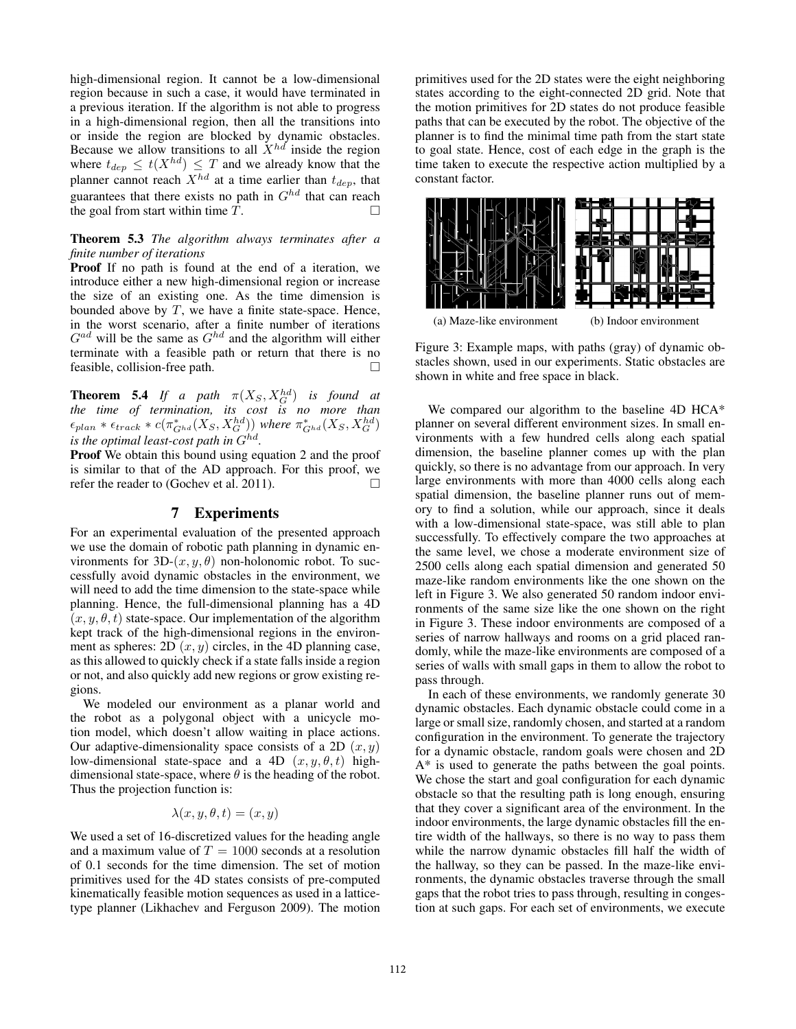high-dimensional region. It cannot be a low-dimensional region because in such a case, it would have terminated in a previous iteration. If the algorithm is not able to progress in a high-dimensional region, then all the transitions into or inside the region are blocked by dynamic obstacles. Because we allow transitions to all $X^{hd}$ inside the region where $t_{dep} \leq t(X^{hd}) \leq T$ and we already know that the planner cannot reach $X^{hd}$ at a time earlier than $t_{dep}$, that guarantees that there exists no path in $G^{hd}$ that can reach the goal from start within time $T$. □

**Theorem 5.3** *The algorithm always terminates after a finite number of iterations*

**Proof** If no path is found at the end of a iteration, we introduce either a new high-dimensional region or increase the size of an existing one. As the time dimension is bounded above by $T$, we have a finite state-space. Hence, in the worst scenario, after a finite number of iterations $G^{ad}$ will be the same as $G^{hd}$ and the algorithm will either terminate with a feasible path or return that there is no feasible, collision-free path. □

**Theorem 5.4** *If a path $\pi(X_S, X_G^{hd})$ is found at the time of termination, its cost is no more than $\epsilon_{plan} * \epsilon_{track} * c(\pi^*_{G^{hd}}(X_S, X_G^{hd}))$ where $\pi^*_{G^{hd}}(X_S, X_G^{hd})$ is the optimal least-cost path in $G^{hd}$.*

**Proof** We obtain this bound using equation 2 and the proof is similar to that of the AD approach. For this proof, we refer the reader to (Gochev et al. 2011). □

# 7 Experiments

For an experimental evaluation of the presented approach we use the domain of robotic path planning in dynamic environments for 3D-$(x, y, \theta)$ non-holonomic robot. To successfully avoid dynamic obstacles in the environment, we will need to add the time dimension to the state-space while planning. Hence, the full-dimensional planning has a 4D $(x, y, \theta, t)$ state-space. Our implementation of the algorithm kept track of the high-dimensional regions in the environment as spheres: 2D $(x, y)$ circles, in the 4D planning case, as this allowed to quickly check if a state falls inside a region or not, and also quickly add new regions or grow existing regions.

We modeled our environment as a planar world and the robot as a polygonal object with a unicycle motion model, which doesn't allow waiting in place actions. Our adaptive-dimensionality space consists of a 2D $(x, y)$ low-dimensional state-space and a 4D $(x, y, \theta, t)$ high-dimensional state-space, where $\theta$ is the heading of the robot. Thus the projection function is:

$$\lambda(x, y, \theta, t) = (x, y)$$

We used a set of 16-discretized values for the heading angle and a maximum value of $T = 1000$ seconds at a resolution of 0.1 seconds for the time dimension. The set of motion primitives used for the 4D states consists of pre-computed kinematically feasible motion sequences as used in a lattice-type planner (Likhachev and Ferguson 2009). The motion primitives used for the 2D states were the eight neighboring states according to the eight-connected 2D grid. Note that the motion primitives for 2D states do not produce feasible paths that can be executed by the robot. The objective of the planner is to find the minimal time path from the start state to goal state. Hence, cost of each edge in the graph is the time taken to execute the respective action multiplied by a constant factor.

(a) Maze-like environment (b) Indoor environment

Figure 3: Example maps, with paths (gray) of dynamic obstacles shown, used in our experiments. Static obstacles are shown in white and free space in black.

We compared our algorithm to the baseline 4D HCA* planner on several different environment sizes. In small environments with a few hundred cells along each spatial dimension, the baseline planner comes up with the plan quickly, so there is no advantage from our approach. In very large environments with more than 4000 cells along each spatial dimension, the baseline planner runs out of memory to find a solution, while our approach, since it deals with a low-dimensional state-space, was still able to plan successfully. To effectively compare the two approaches at the same level, we chose a moderate environment size of 2500 cells along each spatial dimension and generated 50 maze-like random environments like the one shown on the left in Figure 3. We also generated 50 random indoor environments of the same size like the one shown on the right in Figure 3. These indoor environments are composed of a series of narrow hallways and rooms on a grid placed randomly, while the maze-like environments are composed of a series of walls with small gaps in them to allow the robot to pass through.

In each of these environments, we randomly generate 30 dynamic obstacles. Each dynamic obstacle could come in a large or small size, randomly chosen, and started at a random configuration in the environment. To generate the trajectory for a dynamic obstacle, random goals were chosen and 2D A* is used to generate the paths between the goal points. We chose the start and goal configuration for each dynamic obstacle so that the resulting path is long enough, ensuring that they cover a significant area of the environment. In the indoor environments, the large dynamic obstacles fill the entire width of the hallways, so there is no way to pass them while the narrow dynamic obstacles fill half the width of the hallway, so they can be passed. In the maze-like environments, the dynamic obstacles traverse through the small gaps that the robot tries to pass through, resulting in congestion at such gaps. For each set of environments, we execute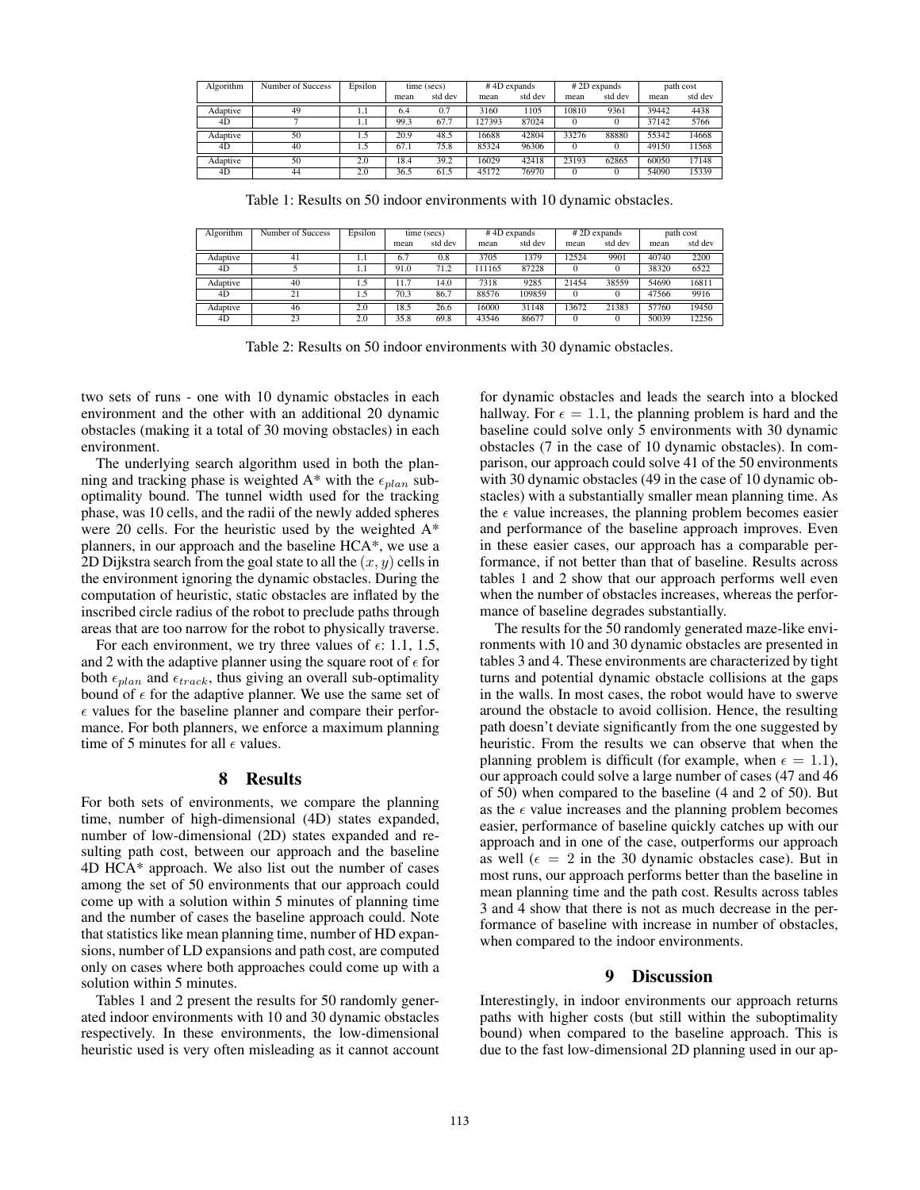| Algorithm | Number of Success | Epsilon | time (secs) | | # 4D expands | | # 2D expands | | path cost | |
|---|---|---|---|---|---|---|---|---|---|---|
| | | | mean | std dev | mean | std dev | mean | std dev | mean | std dev |
| Adaptive | 49 | 1.1 | 6.4 | 0.7 | 3160 | 1105 | 10810 | 9361 | 39442 | 4438 |
| 4D | 7 | 1.1 | 99.3 | 67.7 | 127393 | 87024 | 0 | 0 | 37142 | 5766 |
| Adaptive | 50 | 1.5 | 20.9 | 48.5 | 16688 | 42804 | 33276 | 88880 | 55342 | 14668 |
| 4D | 40 | 1.5 | 67.1 | 75.8 | 85324 | 96306 | 0 | 0 | 49150 | 11568 |
| Adaptive | 50 | 2.0 | 18.4 | 39.2 | 16029 | 42418 | 23193 | 62865 | 60050 | 17148 |
| 4D | 44 | 2.0 | 36.5 | 61.5 | 45172 | 76970 | 0 | 0 | 54090 | 15339 |

Table 1: Results on 50 indoor environments with 10 dynamic obstacles.

| Algorithm | Number of Success | Epsilon | time (secs) | | # 4D expands | | # 2D expands | | path cost | |
|---|---|---|---|---|---|---|---|---|---|---|
| | | | mean | std dev | mean | std dev | mean | std dev | mean | std dev |
| Adaptive | 41 | 1.1 | 6.7 | 0.8 | 3705 | 1379 | 12524 | 9901 | 40740 | 2200 |
| 4D | 5 | 1.1 | 91.0 | 71.2 | 111165 | 87228 | 0 | 0 | 38320 | 6522 |
| Adaptive | 40 | 1.5 | 11.7 | 14.0 | 7318 | 9285 | 21454 | 38559 | 54690 | 16811 |
| 4D | 21 | 1.5 | 70.3 | 86.7 | 88576 | 109859 | 0 | 0 | 47566 | 9916 |
| Adaptive | 46 | 2.0 | 18.5 | 26.6 | 16000 | 31148 | 13672 | 21383 | 57760 | 19450 |
| 4D | 23 | 2.0 | 35.8 | 69.8 | 43546 | 86677 | 0 | 0 | 50039 | 12256 |

Table 2: Results on 50 indoor environments with 30 dynamic obstacles.

two sets of runs - one with 10 dynamic obstacles in each environment and the other with an additional 20 dynamic obstacles (making it a total of 30 moving obstacles) in each environment.

The underlying search algorithm used in both the planning and tracking phase is weighted A* with the $\epsilon_{plan}$ sub-optimality bound. The tunnel width used for the tracking phase, was 10 cells, and the radii of the newly added spheres were 20 cells. For the heuristic used by the weighted A* planners, in our approach and the baseline HCA*, we use a 2D Dijkstra search from the goal state to all the $(x, y)$ cells in the environment ignoring the dynamic obstacles. During the computation of heuristic, static obstacles are inflated by the inscribed circle radius of the robot to preclude paths through areas that are too narrow for the robot to physically traverse.

For each environment, we try three values of $\epsilon$: 1.1, 1.5, and 2 with the adaptive planner using the square root of $\epsilon$ for both $\epsilon_{plan}$ and $\epsilon_{track}$, thus giving an overall sub-optimality bound of $\epsilon$ for the adaptive planner. We use the same set of $\epsilon$ values for the baseline planner and compare their performance. For both planners, we enforce a maximum planning time of 5 minutes for all $\epsilon$ values.

## 8 Results

For both sets of environments, we compare the planning time, number of high-dimensional (4D) states expanded, number of low-dimensional (2D) states expanded and resulting path cost, between our approach and the baseline 4D HCA* approach. We also list out the number of cases among the set of 50 environments that our approach could come up with a solution within 5 minutes of planning time and the number of cases the baseline approach could. Note that statistics like mean planning time, number of HD expansions, number of LD expansions and path cost, are computed only on cases where both approaches could come up with a solution within 5 minutes.

Tables 1 and 2 present the results for 50 randomly generated indoor environments with 10 and 30 dynamic obstacles respectively. In these environments, the low-dimensional heuristic used is very often misleading as it cannot account for dynamic obstacles and leads the search into a blocked hallway. For $\epsilon = 1.1$, the planning problem is hard and the baseline could solve only 5 environments with 30 dynamic obstacles (7 in the case of 10 dynamic obstacles). In comparison, our approach could solve 41 of the 50 environments with 30 dynamic obstacles (49 in the case of 10 dynamic obstacles) with a substantially smaller mean planning time. As the $\epsilon$ value increases, the planning problem becomes easier and performance of the baseline approach improves. Even in these easier cases, our approach has a comparable performance, if not better than that of baseline. Results across tables 1 and 2 show that our approach performs well even when the number of obstacles increases, whereas the performance of baseline degrades substantially.

The results for the 50 randomly generated maze-like environments with 10 and 30 dynamic obstacles are presented in tables 3 and 4. These environments are characterized by tight turns and potential dynamic obstacle collisions at the gaps in the walls. In most cases, the robot would have to swerve around the obstacle to avoid collision. Hence, the resulting path doesn't deviate significantly from the one suggested by heuristic. From the results we can observe that when the planning problem is difficult (for example, when $\epsilon = 1.1$), our approach could solve a large number of cases (47 and 46 of 50) when compared to the baseline (4 and 2 of 50). But as the $\epsilon$ value increases and the planning problem becomes easier, performance of baseline quickly catches up with our approach and in one of the case, outperforms our approach as well ($\epsilon = 2$ in the 30 dynamic obstacles case). But in most runs, our approach performs better than the baseline in mean planning time and the path cost. Results across tables 3 and 4 show that there is not as much decrease in the performance of baseline with increase in number of obstacles, when compared to the indoor environments.

## 9 Discussion

Interestingly, in indoor environments our approach returns paths with higher costs (but still within the suboptimality bound) when compared to the baseline approach. This is due to the fast low-dimensional 2D planning used in our ap-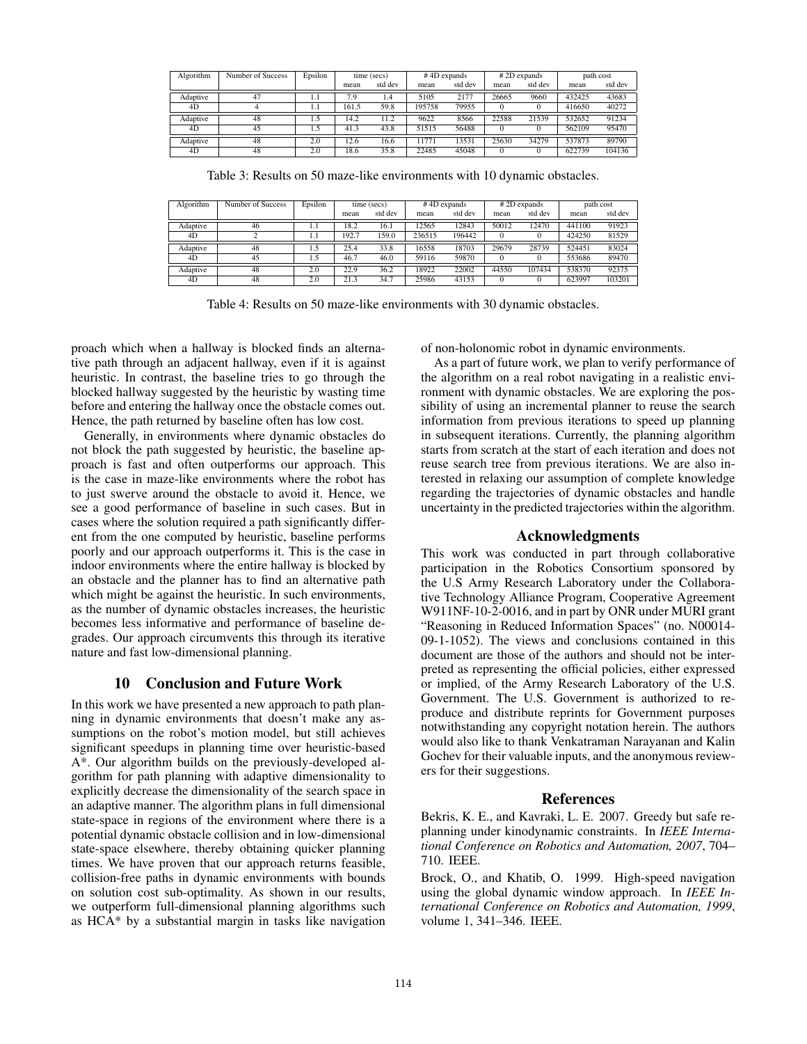| Algorithm | Number of Success | Epsilon | time (secs) | | # 4D expands | | # 2D expands | | path cost | |
|---|---|---|---|---|---|---|---|---|---|---|
| | | | mean | std dev | mean | std dev | mean | std dev | mean | std dev |
| Adaptive | 47 | 1.1 | 7.9 | 1.4 | 5105 | 2177 | 26665 | 9660 | 432425 | 43683 |
| 4D | 4 | 1.1 | 161.5 | 59.8 | 195758 | 79955 | 0 | 0 | 416650 | 40272 |
| Adaptive | 48 | 1.5 | 14.2 | 11.2 | 9622 | 8566 | 22588 | 21539 | 532652 | 91234 |
| 4D | 45 | 1.5 | 41.3 | 43.8 | 51515 | 56488 | 0 | 0 | 562109 | 95470 |
| Adaptive | 48 | 2.0 | 12.6 | 16.6 | 11771 | 13531 | 25630 | 34279 | 537873 | 89790 |
| 4D | 48 | 2.0 | 18.6 | 35.8 | 22485 | 45048 | 0 | 0 | 622739 | 104136 |

Table 3: Results on 50 maze-like environments with 10 dynamic obstacles.

| Algorithm | Number of Success | Epsilon | time (secs) | | # 4D expands | | # 2D expands | | path cost | |
|---|---|---|---|---|---|---|---|---|---|---|
| | | | mean | std dev | mean | std dev | mean | std dev | mean | std dev |
| Adaptive | 46 | 1.1 | 18.2 | 16.1 | 12565 | 12843 | 50012 | 12470 | 441100 | 91923 |
| 4D | 2 | 1.1 | 192.7 | 159.0 | 236515 | 196442 | 0 | 0 | 424250 | 81529 |
| Adaptive | 48 | 1.5 | 25.4 | 33.8 | 16558 | 18703 | 29679 | 28739 | 524451 | 83024 |
| 4D | 45 | 1.5 | 46.7 | 46.0 | 59116 | 59870 | 0 | 0 | 553686 | 89470 |
| Adaptive | 48 | 2.0 | 22.9 | 36.2 | 18922 | 22002 | 44550 | 107434 | 538370 | 92375 |
| 4D | 48 | 2.0 | 21.3 | 34.7 | 25986 | 43153 | 0 | 0 | 623997 | 103201 |

Table 4: Results on 50 maze-like environments with 30 dynamic obstacles.

proach which when a hallway is blocked finds an alternative path through an adjacent hallway, even if it is against heuristic. In contrast, the baseline tries to go through the blocked hallway suggested by the heuristic by wasting time before and entering the hallway once the obstacle comes out. Hence, the path returned by baseline often has low cost.

Generally, in environments where dynamic obstacles do not block the path suggested by heuristic, the baseline approach is fast and often outperforms our approach. This is the case in maze-like environments where the robot has to just swerve around the obstacle to avoid it. Hence, we see a good performance of baseline in such cases. But in cases where the solution required a path significantly different from the one computed by heuristic, baseline performs poorly and our approach outperforms it. This is the case in indoor environments where the entire hallway is blocked by an obstacle and the planner has to find an alternative path which might be against the heuristic. In such environments, as the number of dynamic obstacles increases, the heuristic becomes less informative and performance of baseline degrades. Our approach circumvents this through its iterative nature and fast low-dimensional planning.

## 10 Conclusion and Future Work

In this work we have presented a new approach to path planning in dynamic environments that doesn't make any assumptions on the robot's motion model, but still achieves significant speedups in planning time over heuristic-based A*. Our algorithm builds on the previously-developed algorithm for path planning with adaptive dimensionality to explicitly decrease the dimensionality of the search space in an adaptive manner. The algorithm plans in full dimensional state-space in regions of the environment where there is a potential dynamic obstacle collision and in low-dimensional state-space elsewhere, thereby obtaining quicker planning times. We have proven that our approach returns feasible, collision-free paths in dynamic environments with bounds on solution cost sub-optimality. As shown in our results, we outperform full-dimensional planning algorithms such as HCA* by a substantial margin in tasks like navigation of non-holonomic robot in dynamic environments.

As a part of future work, we plan to verify performance of the algorithm on a real robot navigating in a realistic environment with dynamic obstacles. We are exploring the possibility of using an incremental planner to reuse the search information from previous iterations to speed up planning in subsequent iterations. Currently, the planning algorithm starts from scratch at the start of each iteration and does not reuse search tree from previous iterations. We are also interested in relaxing our assumption of complete knowledge regarding the trajectories of dynamic obstacles and handle uncertainty in the predicted trajectories within the algorithm.

## Acknowledgments

This work was conducted in part through collaborative participation in the Robotics Consortium sponsored by the U.S Army Research Laboratory under the Collaborative Technology Alliance Program, Cooperative Agreement W911NF-10-2-0016, and in part by ONR under MURI grant "Reasoning in Reduced Information Spaces" (no. N00014-09-1-1052). The views and conclusions contained in this document are those of the authors and should not be interpreted as representing the official policies, either expressed or implied, of the Army Research Laboratory of the U.S. Government. The U.S. Government is authorized to reproduce and distribute reprints for Government purposes notwithstanding any copyright notation herein. The authors would also like to thank Venkatraman Narayanan and Kalin Gochev for their valuable inputs, and the anonymous reviewers for their suggestions.

## References

Bekris, K. E., and Kavraki, L. E. 2007. Greedy but safe replanning under kinodynamic constraints. In *IEEE International Conference on Robotics and Automation, 2007*, 704–710. IEEE.

Brock, O., and Khatib, O. 1999. High-speed navigation using the global dynamic window approach. In *IEEE International Conference on Robotics and Automation, 1999*, volume 1, 341–346. IEEE.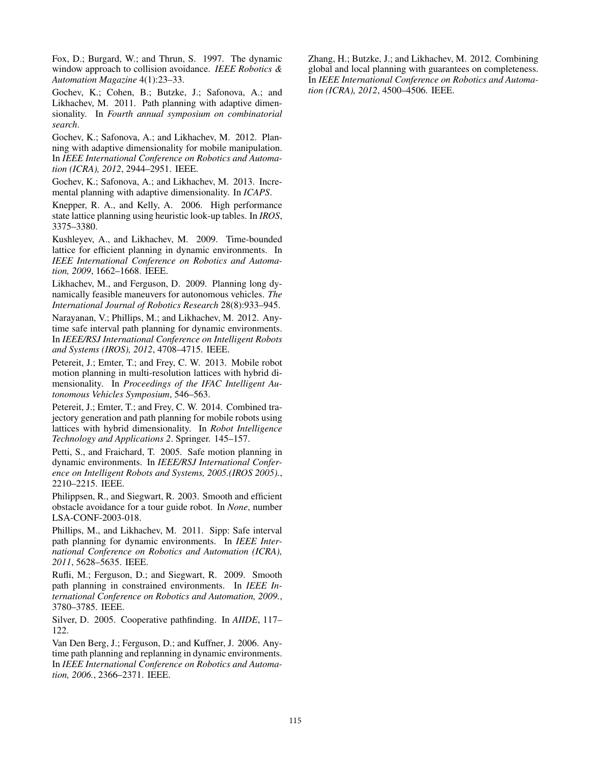Fox, D.; Burgard, W.; and Thrun, S. 1997. The dynamic window approach to collision avoidance. *IEEE Robotics & Automation Magazine* 4(1):23–33.

Gochev, K.; Cohen, B.; Butzke, J.; Safonova, A.; and Likhachev, M. 2011. Path planning with adaptive dimensionality. In *Fourth annual symposium on combinatorial search*.

Gochev, K.; Safonova, A.; and Likhachev, M. 2012. Planning with adaptive dimensionality for mobile manipulation. In *IEEE International Conference on Robotics and Automation (ICRA), 2012*, 2944–2951. IEEE.

Gochev, K.; Safonova, A.; and Likhachev, M. 2013. Incremental planning with adaptive dimensionality. In *ICAPS*.

Knepper, R. A., and Kelly, A. 2006. High performance state lattice planning using heuristic look-up tables. In *IROS*, 3375–3380.

Kushleyev, A., and Likhachev, M. 2009. Time-bounded lattice for efficient planning in dynamic environments. In *IEEE International Conference on Robotics and Automation, 2009*, 1662–1668. IEEE.

Likhachev, M., and Ferguson, D. 2009. Planning long dynamically feasible maneuvers for autonomous vehicles. *The International Journal of Robotics Research* 28(8):933–945.

Narayanan, V.; Phillips, M.; and Likhachev, M. 2012. Anytime safe interval path planning for dynamic environments. In *IEEE/RSJ International Conference on Intelligent Robots and Systems (IROS), 2012*, 4708–4715. IEEE.

Petereit, J.; Emter, T.; and Frey, C. W. 2013. Mobile robot motion planning in multi-resolution lattices with hybrid dimensionality. In *Proceedings of the IFAC Intelligent Autonomous Vehicles Symposium*, 546–563.

Petereit, J.; Emter, T.; and Frey, C. W. 2014. Combined trajectory generation and path planning for mobile robots using lattices with hybrid dimensionality. In *Robot Intelligence Technology and Applications 2*. Springer. 145–157.

Petti, S., and Fraichard, T. 2005. Safe motion planning in dynamic environments. In *IEEE/RSJ International Conference on Intelligent Robots and Systems, 2005.(IROS 2005).*, 2210–2215. IEEE.

Philippsen, R., and Siegwart, R. 2003. Smooth and efficient obstacle avoidance for a tour guide robot. In *None*, number LSA-CONF-2003-018.

Phillips, M., and Likhachev, M. 2011. Sipp: Safe interval path planning for dynamic environments. In *IEEE International Conference on Robotics and Automation (ICRA), 2011*, 5628–5635. IEEE.

Rufli, M.; Ferguson, D.; and Siegwart, R. 2009. Smooth path planning in constrained environments. In *IEEE International Conference on Robotics and Automation, 2009.*, 3780–3785. IEEE.

Silver, D. 2005. Cooperative pathfinding. In *AIIDE*, 117–122.

Van Den Berg, J.; Ferguson, D.; and Kuffner, J. 2006. Anytime path planning and replanning in dynamic environments. In *IEEE International Conference on Robotics and Automation, 2006.*, 2366–2371. IEEE.

Zhang, H.; Butzke, J.; and Likhachev, M. 2012. Combining global and local planning with guarantees on completeness. In *IEEE International Conference on Robotics and Automation (ICRA), 2012*, 4500–4506. IEEE.